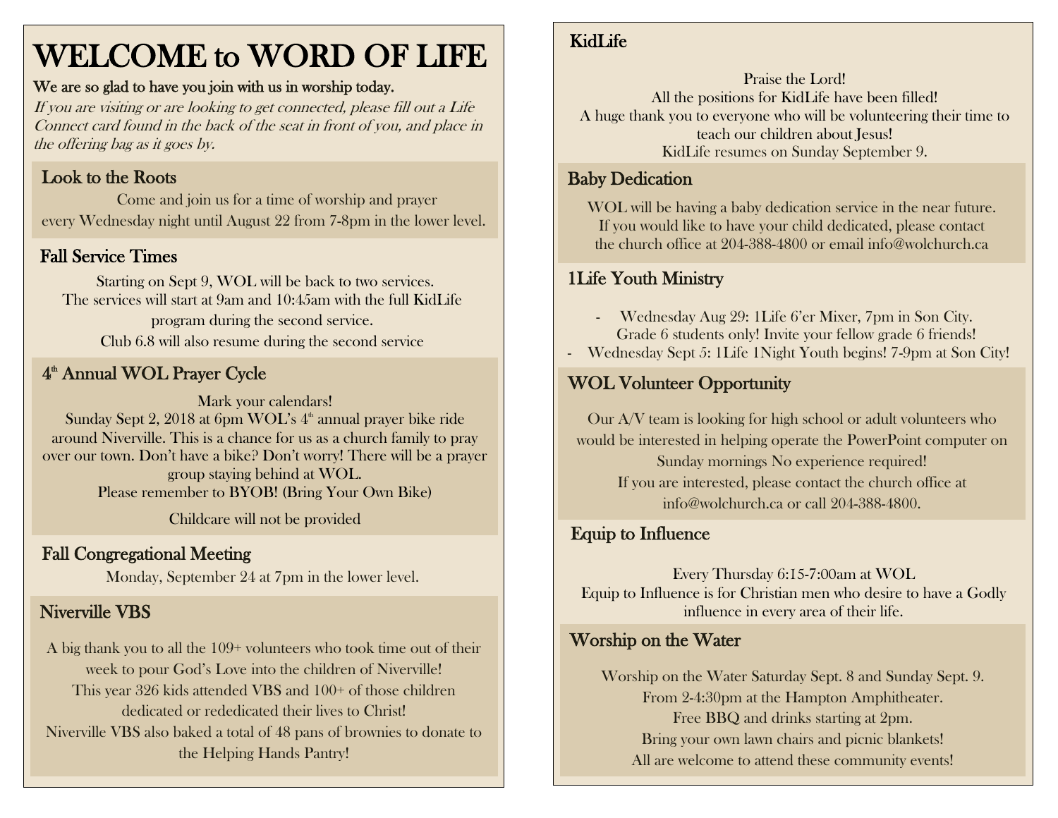# WELCOME to WORD OF LIFE

**We are so glad to have you join with us in worship today.**

*If you are visiting or are looking to get connected, please fill out a Life Connect card found in the back of the seat in front of you, and place in the offering bag as it goes by.*

## Look to the Roots

Come and join us for a time of worship and prayer every Wednesday night until August 22 from 7-8pm in the lower level.

## Fall Service Times

Starting on Sept 9, WOL will be back to two services.
The services will start at 9am and 10:45am with the full KidLife program during the second service.
Club 6.8 will also resume during the second service

## 4th Annual WOL Prayer Cycle

Mark your calendars!
Sunday Sept 2, 2018 at 6pm WOL's 4th annual prayer bike ride around Niverville. This is a chance for us as a church family to pray over our town. Don't have a bike? Don't worry! There will be a prayer group staying behind at WOL.
Please remember to BYOB! (Bring Your Own Bike)

Childcare will not be provided

## Fall Congregational Meeting

Monday, September 24 at 7pm in the lower level.

## Niverville VBS

A big thank you to all the 109+ volunteers who took time out of their week to pour God's Love into the children of Niverville!
This year 326 kids attended VBS and 100+ of those children dedicated or rededicated their lives to Christ!
Niverville VBS also baked a total of 48 pans of brownies to donate to the Helping Hands Pantry!

## KidLife

Praise the Lord!
All the positions for KidLife have been filled!
A huge thank you to everyone who will be volunteering their time to teach our children about Jesus!
KidLife resumes on Sunday September 9.

## Baby Dedication

WOL will be having a baby dedication service in the near future.
If you would like to have your child dedicated, please contact the church office at 204-388-4800 or email info@wolchurch.ca

## 1Life Youth Ministry

- Wednesday Aug 29: 1Life 6'er Mixer, 7pm in Son City. Grade 6 students only! Invite your fellow grade 6 friends!
- Wednesday Sept 5: 1Life 1Night Youth begins! 7-9pm at Son City!

## WOL Volunteer Opportunity

Our A/V team is looking for high school or adult volunteers who would be interested in helping operate the PowerPoint computer on Sunday mornings No experience required!
If you are interested, please contact the church office at info@wolchurch.ca or call 204-388-4800.

## Equip to Influence

Every Thursday 6:15-7:00am at WOL
Equip to Influence is for Christian men who desire to have a Godly influence in every area of their life.

## Worship on the Water

Worship on the Water Saturday Sept. 8 and Sunday Sept. 9.
From 2-4:30pm at the Hampton Amphitheater.
Free BBQ and drinks starting at 2pm.
Bring your own lawn chairs and picnic blankets!
All are welcome to attend these community events!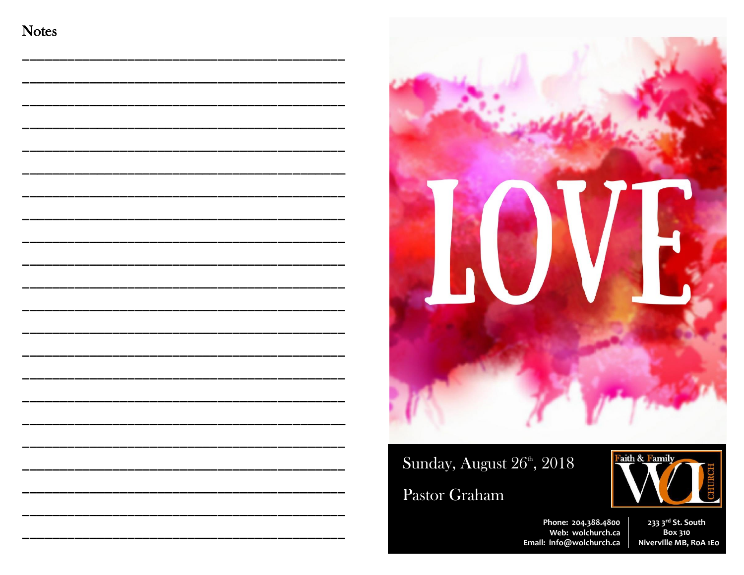## Notes

______________________________________________

______________________________________________

______________________________________________

______________________________________________

______________________________________________

______________________________________________

______________________________________________

______________________________________________

______________________________________________

______________________________________________

______________________________________________

______________________________________________

______________________________________________

______________________________________________

______________________________________________

______________________________________________

______________________________________________

______________________________________________

______________________________________________

______________________________________________

______________________________________________

______________________________________________

# LOVE

Sunday, August 26th, 2018

Pastor Graham

Faith & Family WOL CHURCH

Phone: 204.388.4800
Web: wolchurch.ca
Email: info@wolchurch.ca

233 3rd St. South
Box 310
Niverville MB, R0A 1E0